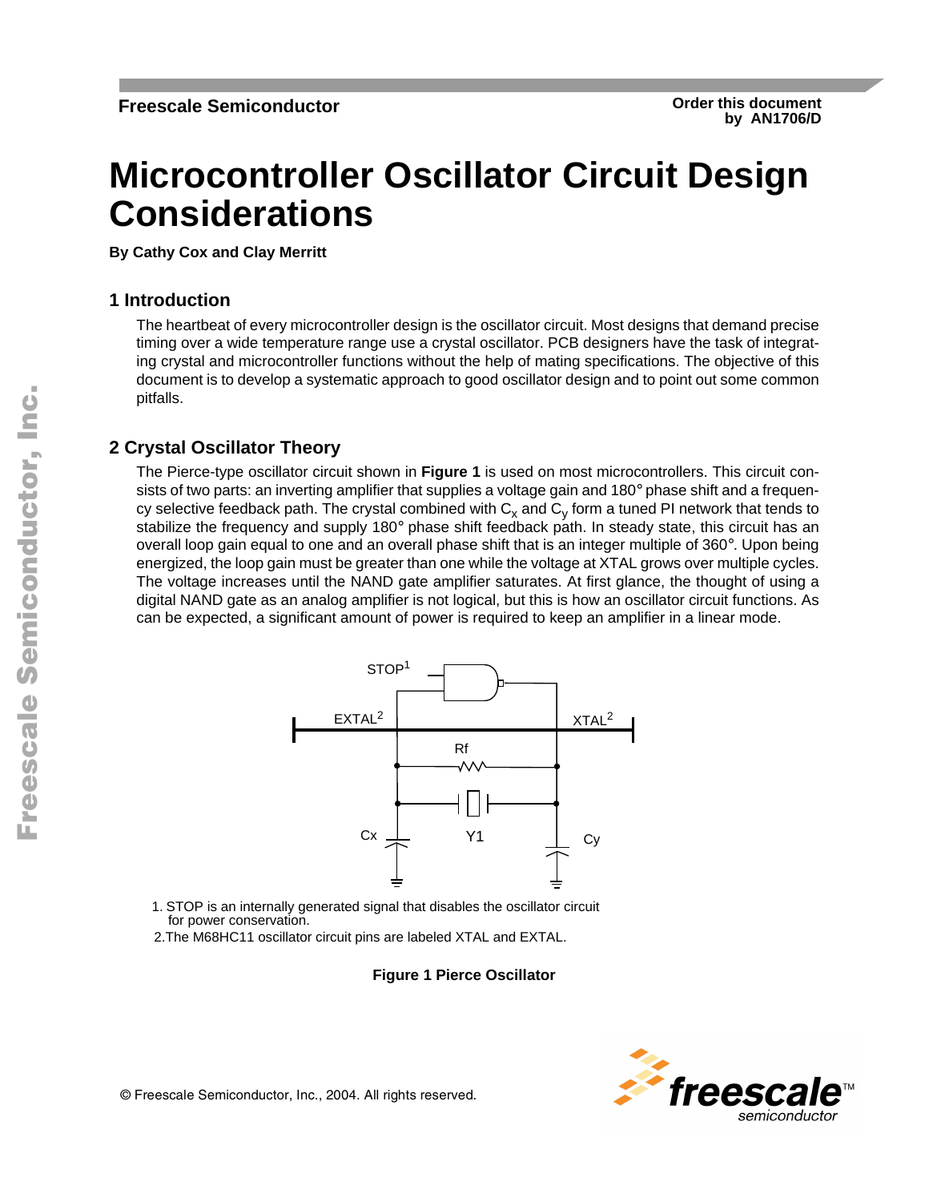**Freescale Semiconductor**

**Order this document by AN1706/D**

# Microcontroller Oscillator Circuit Design Considerations

**By Cathy Cox and Clay Merritt**

## 1 Introduction

The heartbeat of every microcontroller design is the oscillator circuit. Most designs that demand precise timing over a wide temperature range use a crystal oscillator. PCB designers have the task of integrating crystal and microcontroller functions without the help of mating specifications. The objective of this document is to develop a systematic approach to good oscillator design and to point out some common pitfalls.

## 2 Crystal Oscillator Theory

The Pierce-type oscillator circuit shown in **Figure 1** is used on most microcontrollers. This circuit consists of two parts: an inverting amplifier that supplies a voltage gain and 180° phase shift and a frequency selective feedback path. The crystal combined with $C_x$ and $C_y$ form a tuned PI network that tends to stabilize the frequency and supply 180° phase shift feedback path. In steady state, this circuit has an overall loop gain equal to one and an overall phase shift that is an integer multiple of 360°. Upon being energized, the loop gain must be greater than one while the voltage at XTAL grows over multiple cycles. The voltage increases until the NAND gate amplifier saturates. At first glance, the thought of using a digital NAND gate as an analog amplifier is not logical, but this is how an oscillator circuit functions. As can be expected, a significant amount of power is required to keep an amplifier in a linear mode.

1. STOP is an internally generated signal that disables the oscillator circuit for power conservation.
2. The M68HC11 oscillator circuit pins are labeled XTAL and EXTAL.

**Figure 1 Pierce Oscillator**

© Freescale Semiconductor, Inc., 2004. All rights reserved.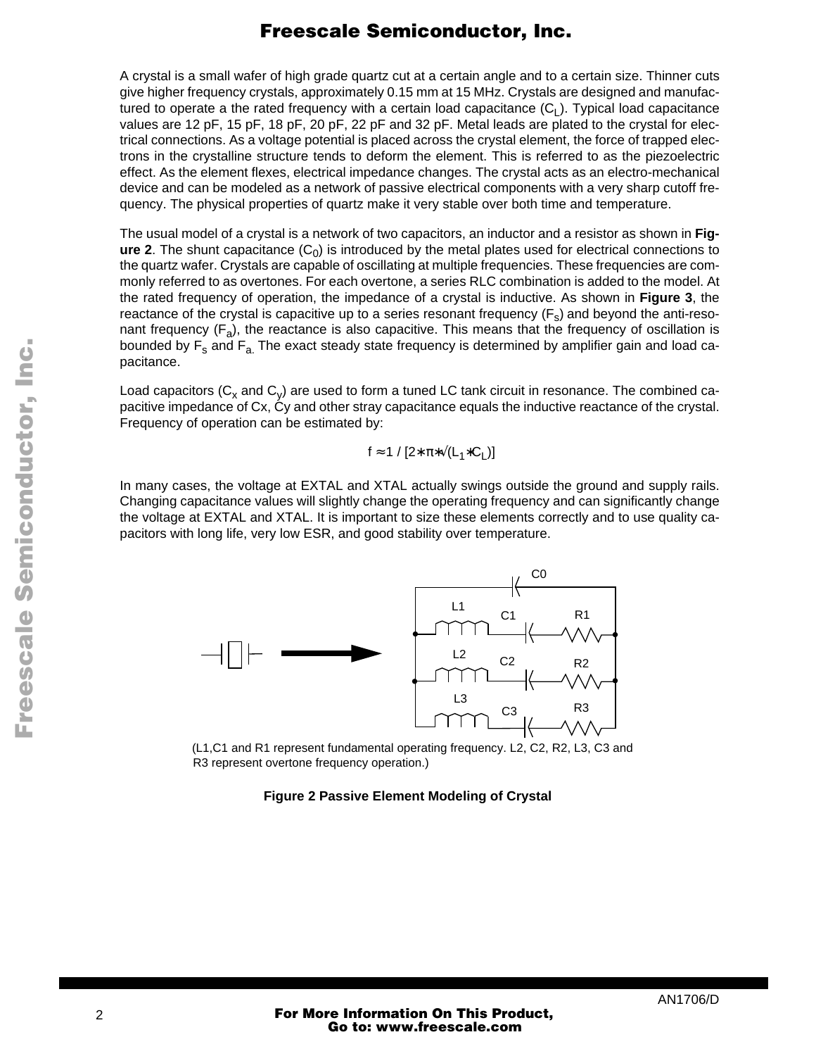A crystal is a small wafer of high grade quartz cut at a certain angle and to a certain size. Thinner cuts give higher frequency crystals, approximately 0.15 mm at 15 MHz. Crystals are designed and manufactured to operate a the rated frequency with a certain load capacitance ($C_L$). Typical load capacitance values are 12 pF, 15 pF, 18 pF, 20 pF, 22 pF and 32 pF. Metal leads are plated to the crystal for electrical connections. As a voltage potential is placed across the crystal element, the force of trapped electrons in the crystalline structure tends to deform the element. This is referred to as the piezoelectric effect. As the element flexes, electrical impedance changes. The crystal acts as an electro-mechanical device and can be modeled as a network of passive electrical components with a very sharp cutoff frequency. The physical properties of quartz make it very stable over both time and temperature.

The usual model of a crystal is a network of two capacitors, an inductor and a resistor as shown in **Figure 2**. The shunt capacitance ($C_0$) is introduced by the metal plates used for electrical connections to the quartz wafer. Crystals are capable of oscillating at multiple frequencies. These frequencies are commonly referred to as overtones. For each overtone, a series RLC combination is added to the model. At the rated frequency of operation, the impedance of a crystal is inductive. As shown in **Figure 3**, the reactance of the crystal is capacitive up to a series resonant frequency ($F_s$) and beyond the anti-resonant frequency ($F_a$), the reactance is also capacitive. This means that the frequency of oscillation is bounded by $F_s$ and $F_a$. The exact steady state frequency is determined by amplifier gain and load capacitance.

Load capacitors ($C_x$ and $C_y$) are used to form a tuned LC tank circuit in resonance. The combined capacitive impedance of Cx, Cy and other stray capacitance equals the inductive reactance of the crystal. Frequency of operation can be estimated by:

$$f \approx 1 / [2 * \pi * \sqrt{(L_1 * C_L)}]$$

In many cases, the voltage at EXTAL and XTAL actually swings outside the ground and supply rails. Changing capacitance values will slightly change the operating frequency and can significantly change the voltage at EXTAL and XTAL. It is important to size these elements correctly and to use quality capacitors with long life, very low ESR, and good stability over temperature.

(L1,C1 and R1 represent fundamental operating frequency. L2, C2, R2, L3, C3 and R3 represent overtone frequency operation.)

**Figure 2 Passive Element Modeling of Crystal**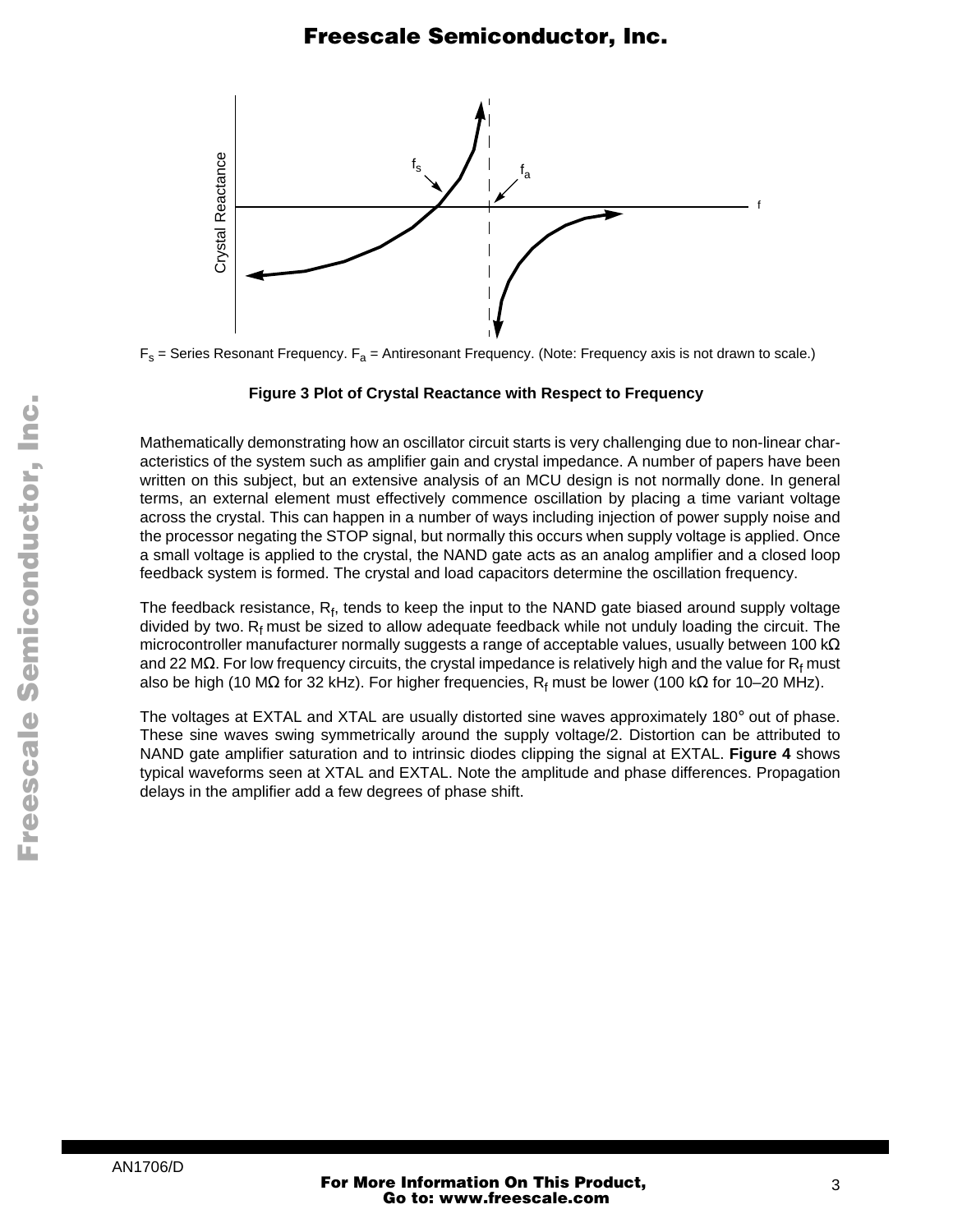$F_s$ = Series Resonant Frequency. $F_a$ = Antiresonant Frequency. (Note: Frequency axis is not drawn to scale.)

**Figure 3 Plot of Crystal Reactance with Respect to Frequency**

Mathematically demonstrating how an oscillator circuit starts is very challenging due to non-linear characteristics of the system such as amplifier gain and crystal impedance. A number of papers have been written on this subject, but an extensive analysis of an MCU design is not normally done. In general terms, an external element must effectively commence oscillation by placing a time variant voltage across the crystal. This can happen in a number of ways including injection of power supply noise and the processor negating the STOP signal, but normally this occurs when supply voltage is applied. Once a small voltage is applied to the crystal, the NAND gate acts as an analog amplifier and a closed loop feedback system is formed. The crystal and load capacitors determine the oscillation frequency.

The feedback resistance, $R_f$, tends to keep the input to the NAND gate biased around supply voltage divided by two. $R_f$ must be sized to allow adequate feedback while not unduly loading the circuit. The microcontroller manufacturer normally suggests a range of acceptable values, usually between 100 kΩ and 22 MΩ. For low frequency circuits, the crystal impedance is relatively high and the value for $R_f$ must also be high (10 MΩ for 32 kHz). For higher frequencies, $R_f$ must be lower (100 kΩ for 10–20 MHz).

The voltages at EXTAL and XTAL are usually distorted sine waves approximately 180° out of phase. These sine waves swing symmetrically around the supply voltage/2. Distortion can be attributed to NAND gate amplifier saturation and to intrinsic diodes clipping the signal at EXTAL. **Figure 4** shows typical waveforms seen at XTAL and EXTAL. Note the amplitude and phase differences. Propagation delays in the amplifier add a few degrees of phase shift.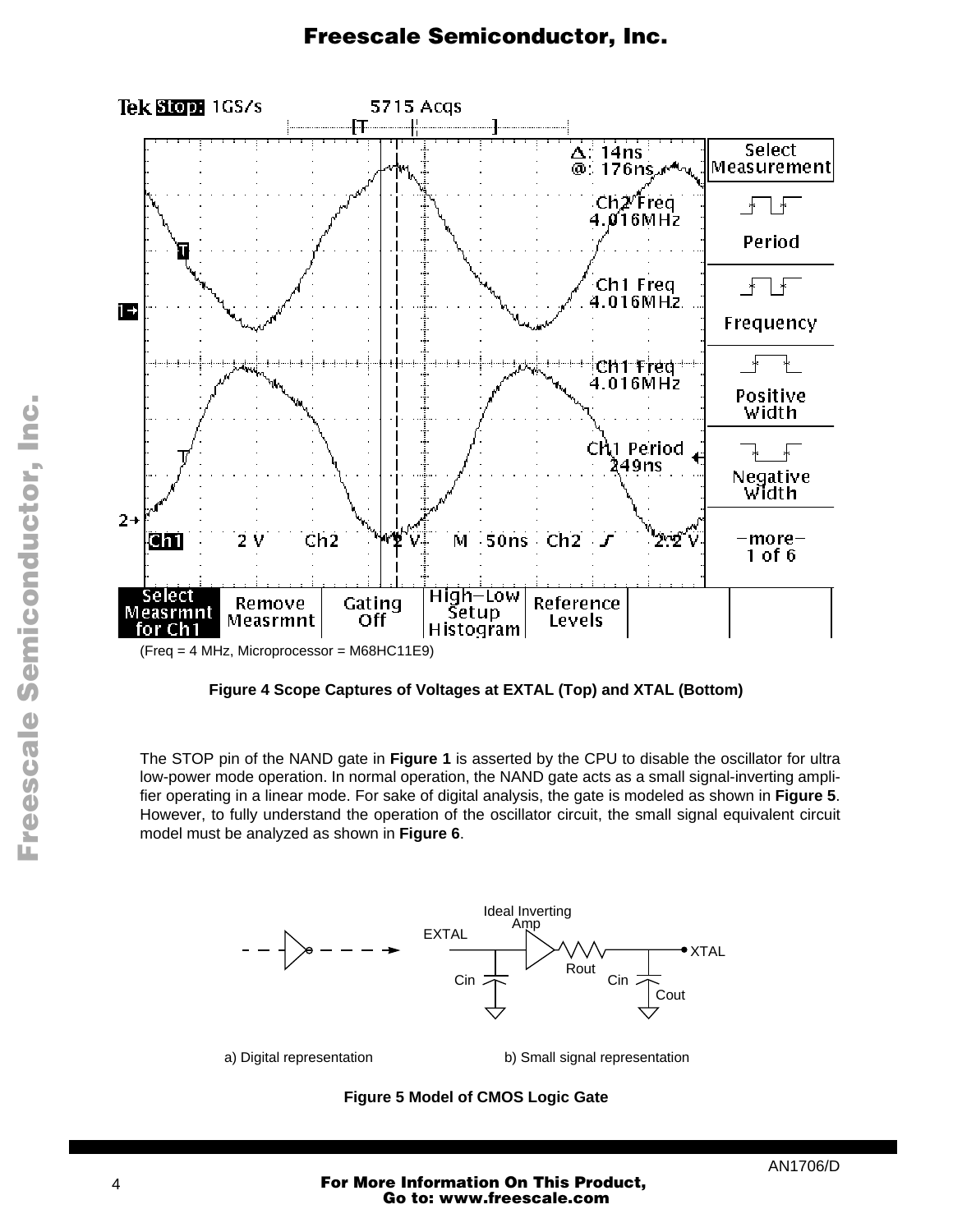(Freq = 4 MHz, Microprocessor = M68HC11E9)

**Figure 4 Scope Captures of Voltages at EXTAL (Top) and XTAL (Bottom)**

The STOP pin of the NAND gate in **Figure 1** is asserted by the CPU to disable the oscillator for ultra low-power mode operation. In normal operation, the NAND gate acts as a small signal-inverting amplifier operating in a linear mode. For sake of digital analysis, the gate is modeled as shown in **Figure 5**. However, to fully understand the operation of the oscillator circuit, the small signal equivalent circuit model must be analyzed as shown in **Figure 6**.

a) Digital representation

b) Small signal representation

**Figure 5 Model of CMOS Logic Gate**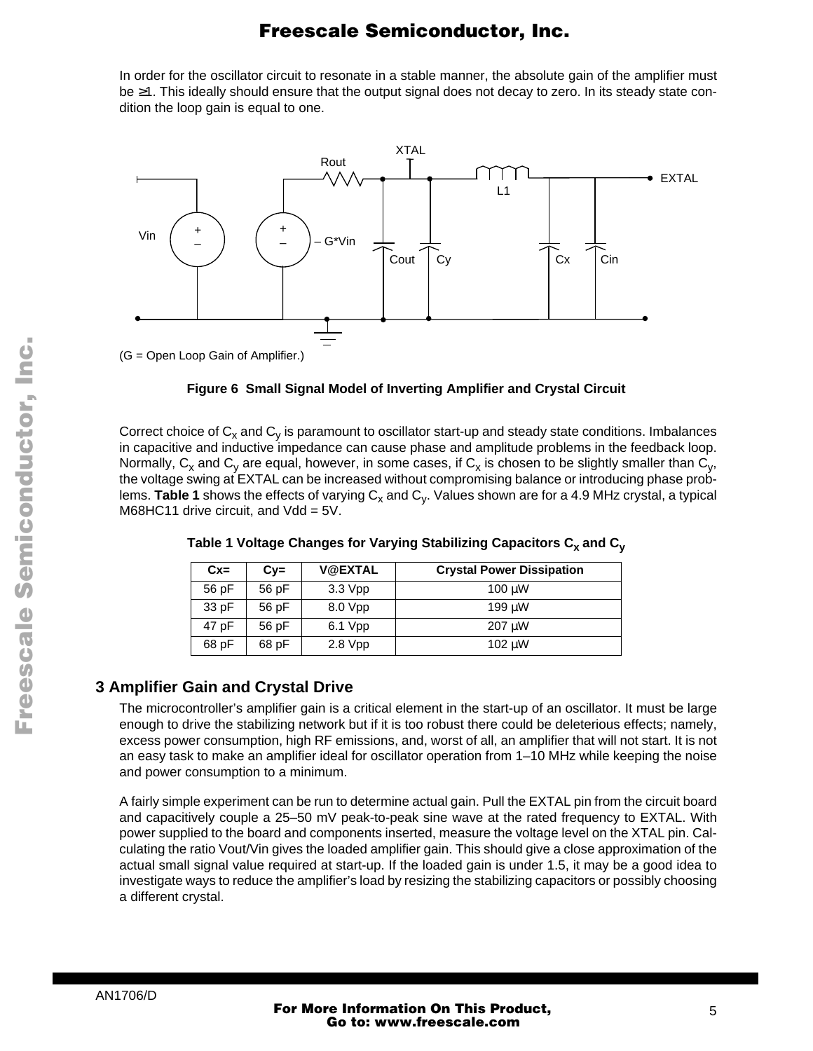In order for the oscillator circuit to resonate in a stable manner, the absolute gain of the amplifier must be ≥1. This ideally should ensure that the output signal does not decay to zero. In its steady state condition the loop gain is equal to one.

(G = Open Loop Gain of Amplifier.)

**Figure 6 Small Signal Model of Inverting Amplifier and Crystal Circuit**

Correct choice of $C_x$ and $C_y$ is paramount to oscillator start-up and steady state conditions. Imbalances in capacitive and inductive impedance can cause phase and amplitude problems in the feedback loop. Normally, $C_x$ and $C_y$ are equal, however, in some cases, if $C_x$ is chosen to be slightly smaller than $C_y$, the voltage swing at EXTAL can be increased without compromising balance or introducing phase problems. **Table 1** shows the effects of varying $C_x$ and $C_y$. Values shown are for a 4.9 MHz crystal, a typical M68HC11 drive circuit, and Vdd = 5V.

**Table 1 Voltage Changes for Varying Stabilizing Capacitors $C_x$ and $C_y$**

| Cx= | Cy= | V@EXTAL | Crystal Power Dissipation |
|---|---|---|---|
| 56 pF | 56 pF | 3.3 Vpp | 100 µW |
| 33 pF | 56 pF | 8.0 Vpp | 199 µW |
| 47 pF | 56 pF | 6.1 Vpp | 207 µW |
| 68 pF | 68 pF | 2.8 Vpp | 102 µW |

## 3 Amplifier Gain and Crystal Drive

The microcontroller's amplifier gain is a critical element in the start-up of an oscillator. It must be large enough to drive the stabilizing network but if it is too robust there could be deleterious effects; namely, excess power consumption, high RF emissions, and, worst of all, an amplifier that will not start. It is not an easy task to make an amplifier ideal for oscillator operation from 1–10 MHz while keeping the noise and power consumption to a minimum.

A fairly simple experiment can be run to determine actual gain. Pull the EXTAL pin from the circuit board and capacitively couple a 25–50 mV peak-to-peak sine wave at the rated frequency to EXTAL. With power supplied to the board and components inserted, measure the voltage level on the XTAL pin. Calculating the ratio Vout/Vin gives the loaded amplifier gain. This should give a close approximation of the actual small signal value required at start-up. If the loaded gain is under 1.5, it may be a good idea to investigate ways to reduce the amplifier's load by resizing the stabilizing capacitors or possibly choosing a different crystal.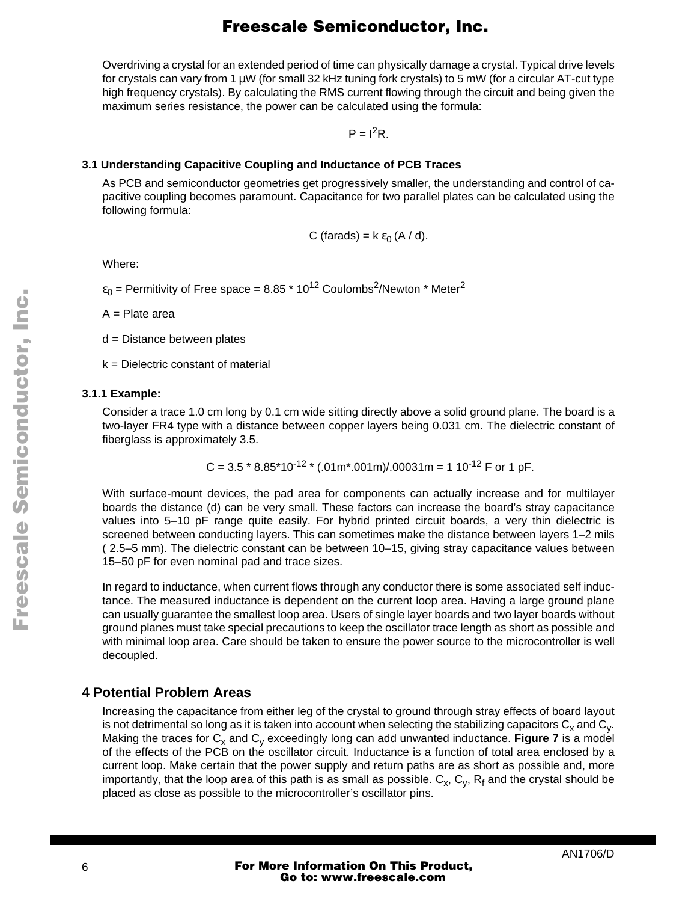Overdriving a crystal for an extended period of time can physically damage a crystal. Typical drive levels for crystals can vary from 1 µW (for small 32 kHz tuning fork crystals) to 5 mW (for a circular AT-cut type high frequency crystals). By calculating the RMS current flowing through the circuit and being given the maximum series resistance, the power can be calculated using the formula:

$$P = I^2R.$$

### 3.1 Understanding Capacitive Coupling and Inductance of PCB Traces

As PCB and semiconductor geometries get progressively smaller, the understanding and control of capacitive coupling becomes paramount. Capacitance for two parallel plates can be calculated using the following formula:

$$C \text{ (farads)} = k\ \varepsilon_0\ (A / d).$$

Where:

$\varepsilon_0$ = Permitivity of Free space = 8.85 * $10^{12}$ $\text{Coulombs}^2$/Newton * $\text{Meter}^2$

A = Plate area

d = Distance between plates

k = Dielectric constant of material

### 3.1.1 Example:

Consider a trace 1.0 cm long by 0.1 cm wide sitting directly above a solid ground plane. The board is a two-layer FR4 type with a distance between copper layers being 0.031 cm. The dielectric constant of fiberglass is approximately 3.5.

$$C = 3.5 * 8.85*10^{-12} * (.01m*.001m)/.00031m = 1\ 10^{-12} \text{ F or 1 pF.}$$

With surface-mount devices, the pad area for components can actually increase and for multilayer boards the distance (d) can be very small. These factors can increase the board's stray capacitance values into 5–10 pF range quite easily. For hybrid printed circuit boards, a very thin dielectric is screened between conducting layers. This can sometimes make the distance between layers 1–2 mils ( 2.5–5 mm). The dielectric constant can be between 10–15, giving stray capacitance values between 15–50 pF for even nominal pad and trace sizes.

In regard to inductance, when current flows through any conductor there is some associated self inductance. The measured inductance is dependent on the current loop area. Having a large ground plane can usually guarantee the smallest loop area. Users of single layer boards and two layer boards without ground planes must take special precautions to keep the oscillator trace length as short as possible and with minimal loop area. Care should be taken to ensure the power source to the microcontroller is well decoupled.

## 4 Potential Problem Areas

Increasing the capacitance from either leg of the crystal to ground through stray effects of board layout is not detrimental so long as it is taken into account when selecting the stabilizing capacitors $C_x$ and $C_y$. Making the traces for $C_x$ and $C_y$ exceedingly long can add unwanted inductance. **Figure 7** is a model of the effects of the PCB on the oscillator circuit. Inductance is a function of total area enclosed by a current loop. Make certain that the power supply and return paths are as short as possible and, more importantly, that the loop area of this path is as small as possible. $C_x$, $C_y$, $R_f$ and the crystal should be placed as close as possible to the microcontroller's oscillator pins.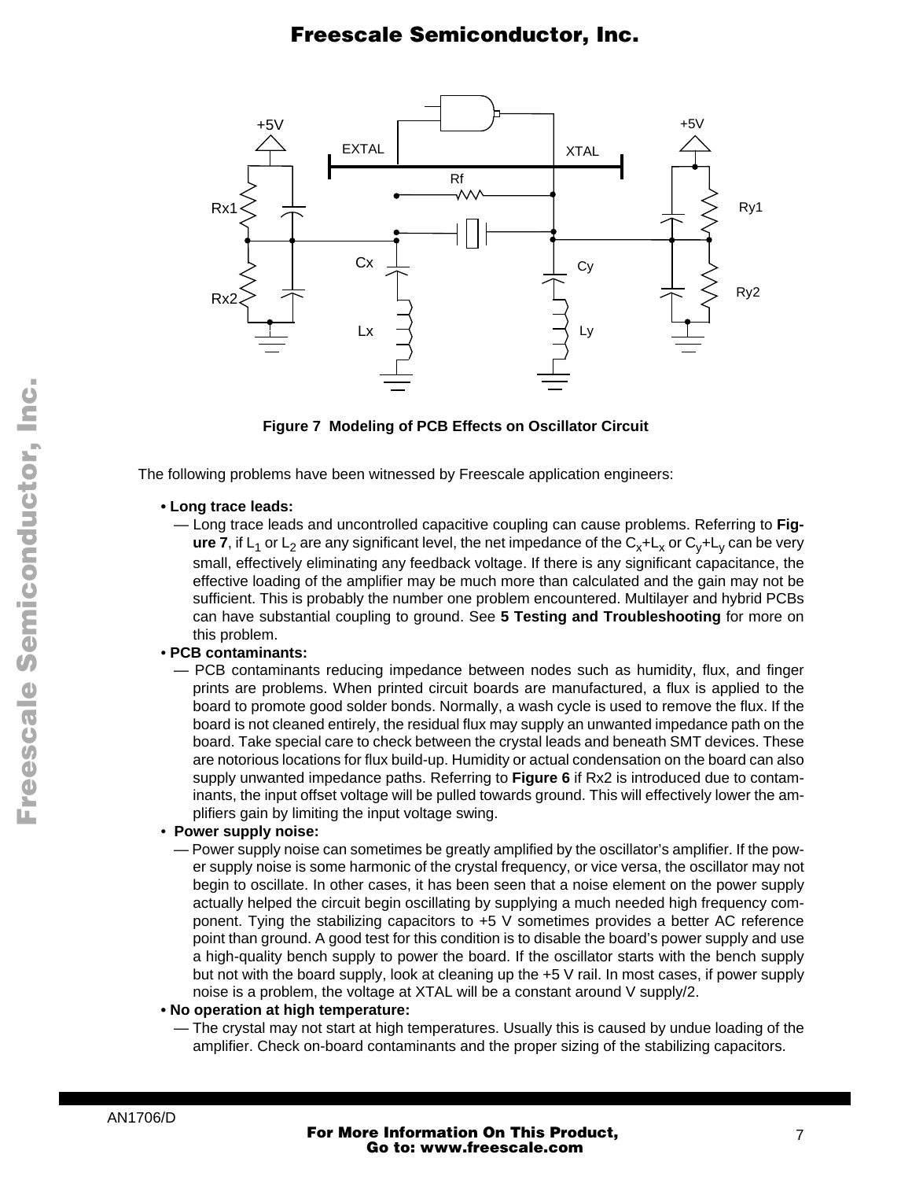Figure 7 Modeling of PCB Effects on Oscillator Circuit

The following problems have been witnessed by Freescale application engineers:

- **Long trace leads:**
  — Long trace leads and uncontrolled capacitive coupling can cause problems. Referring to **Figure 7**, if $L_1$ or $L_2$ are any significant level, the net impedance of the $C_x$+$L_x$ or $C_y$+$L_y$ can be very small, effectively eliminating any feedback voltage. If there is any significant capacitance, the effective loading of the amplifier may be much more than calculated and the gain may not be sufficient. This is probably the number one problem encountered. Multilayer and hybrid PCBs can have substantial coupling to ground. See **5 Testing and Troubleshooting** for more on this problem.
- **PCB contaminants:**
  — PCB contaminants reducing impedance between nodes such as humidity, flux, and finger prints are problems. When printed circuit boards are manufactured, a flux is applied to the board to promote good solder bonds. Normally, a wash cycle is used to remove the flux. If the board is not cleaned entirely, the residual flux may supply an unwanted impedance path on the board. Take special care to check between the crystal leads and beneath SMT devices. These are notorious locations for flux build-up. Humidity or actual condensation on the board can also supply unwanted impedance paths. Referring to **Figure 6** if Rx2 is introduced due to contaminants, the input offset voltage will be pulled towards ground. This will effectively lower the amplifiers gain by limiting the input voltage swing.
- **Power supply noise:**
  — Power supply noise can sometimes be greatly amplified by the oscillator's amplifier. If the power supply noise is some harmonic of the crystal frequency, or vice versa, the oscillator may not begin to oscillate. In other cases, it has been seen that a noise element on the power supply actually helped the circuit begin oscillating by supplying a much needed high frequency component. Tying the stabilizing capacitors to +5 V sometimes provides a better AC reference point than ground. A good test for this condition is to disable the board's power supply and use a high-quality bench supply to power the board. If the oscillator starts with the bench supply but not with the board supply, look at cleaning up the +5 V rail. In most cases, if power supply noise is a problem, the voltage at XTAL will be a constant around V supply/2.
- **No operation at high temperature:**
  — The crystal may not start at high temperatures. Usually this is caused by undue loading of the amplifier. Check on-board contaminants and the proper sizing of the stabilizing capacitors.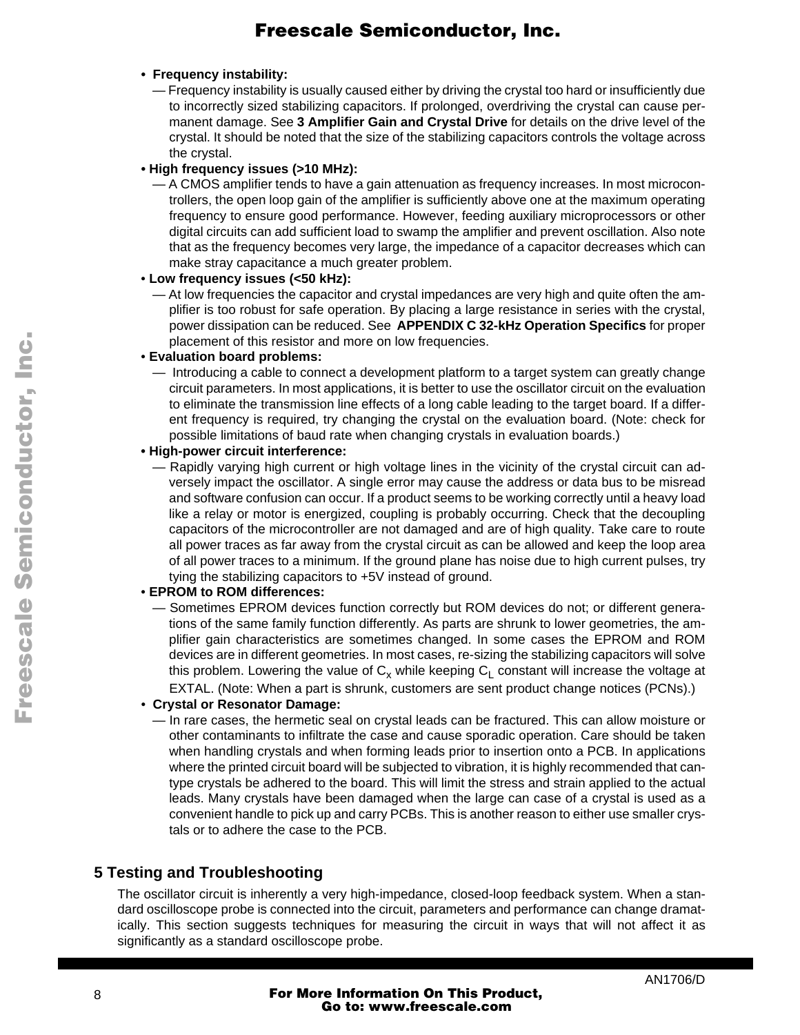- **Frequency instability:**
  - Frequency instability is usually caused either by driving the crystal too hard or insufficiently due to incorrectly sized stabilizing capacitors. If prolonged, overdriving the crystal can cause permanent damage. See **3 Amplifier Gain and Crystal Drive** for details on the drive level of the crystal. It should be noted that the size of the stabilizing capacitors controls the voltage across the crystal.
- **High frequency issues (>10 MHz):**
  - A CMOS amplifier tends to have a gain attenuation as frequency increases. In most microcontrollers, the open loop gain of the amplifier is sufficiently above one at the maximum operating frequency to ensure good performance. However, feeding auxiliary microprocessors or other digital circuits can add sufficient load to swamp the amplifier and prevent oscillation. Also note that as the frequency becomes very large, the impedance of a capacitor decreases which can make stray capacitance a much greater problem.
- **Low frequency issues (<50 kHz):**
  - At low frequencies the capacitor and crystal impedances are very high and quite often the amplifier is too robust for safe operation. By placing a large resistance in series with the crystal, power dissipation can be reduced. See **APPENDIX C 32-kHz Operation Specifics** for proper placement of this resistor and more on low frequencies.
- **Evaluation board problems:**
  - Introducing a cable to connect a development platform to a target system can greatly change circuit parameters. In most applications, it is better to use the oscillator circuit on the evaluation to eliminate the transmission line effects of a long cable leading to the target board. If a different frequency is required, try changing the crystal on the evaluation board. (Note: check for possible limitations of baud rate when changing crystals in evaluation boards.)
- **High-power circuit interference:**
  - Rapidly varying high current or high voltage lines in the vicinity of the crystal circuit can adversely impact the oscillator. A single error may cause the address or data bus to be misread and software confusion can occur. If a product seems to be working correctly until a heavy load like a relay or motor is energized, coupling is probably occurring. Check that the decoupling capacitors of the microcontroller are not damaged and are of high quality. Take care to route all power traces as far away from the crystal circuit as can be allowed and keep the loop area of all power traces to a minimum. If the ground plane has noise due to high current pulses, try tying the stabilizing capacitors to +5V instead of ground.
- **EPROM to ROM differences:**
  - Sometimes EPROM devices function correctly but ROM devices do not; or different generations of the same family function differently. As parts are shrunk to lower geometries, the amplifier gain characteristics are sometimes changed. In some cases the EPROM and ROM devices are in different geometries. In most cases, re-sizing the stabilizing capacitors will solve this problem. Lowering the value of $C_x$ while keeping $C_L$ constant will increase the voltage at EXTAL. (Note: When a part is shrunk, customers are sent product change notices (PCNs).)
- **Crystal or Resonator Damage:**
  - In rare cases, the hermetic seal on crystal leads can be fractured. This can allow moisture or other contaminants to infiltrate the case and cause sporadic operation. Care should be taken when handling crystals and when forming leads prior to insertion onto a PCB. In applications where the printed circuit board will be subjected to vibration, it is highly recommended that can-type crystals be adhered to the board. This will limit the stress and strain applied to the actual leads. Many crystals have been damaged when the large can case of a crystal is used as a convenient handle to pick up and carry PCBs. This is another reason to either use smaller crystals or to adhere the case to the PCB.

## 5 Testing and Troubleshooting

The oscillator circuit is inherently a very high-impedance, closed-loop feedback system. When a standard oscilloscope probe is connected into the circuit, parameters and performance can change dramatically. This section suggests techniques for measuring the circuit in ways that will not affect it as significantly as a standard oscilloscope probe.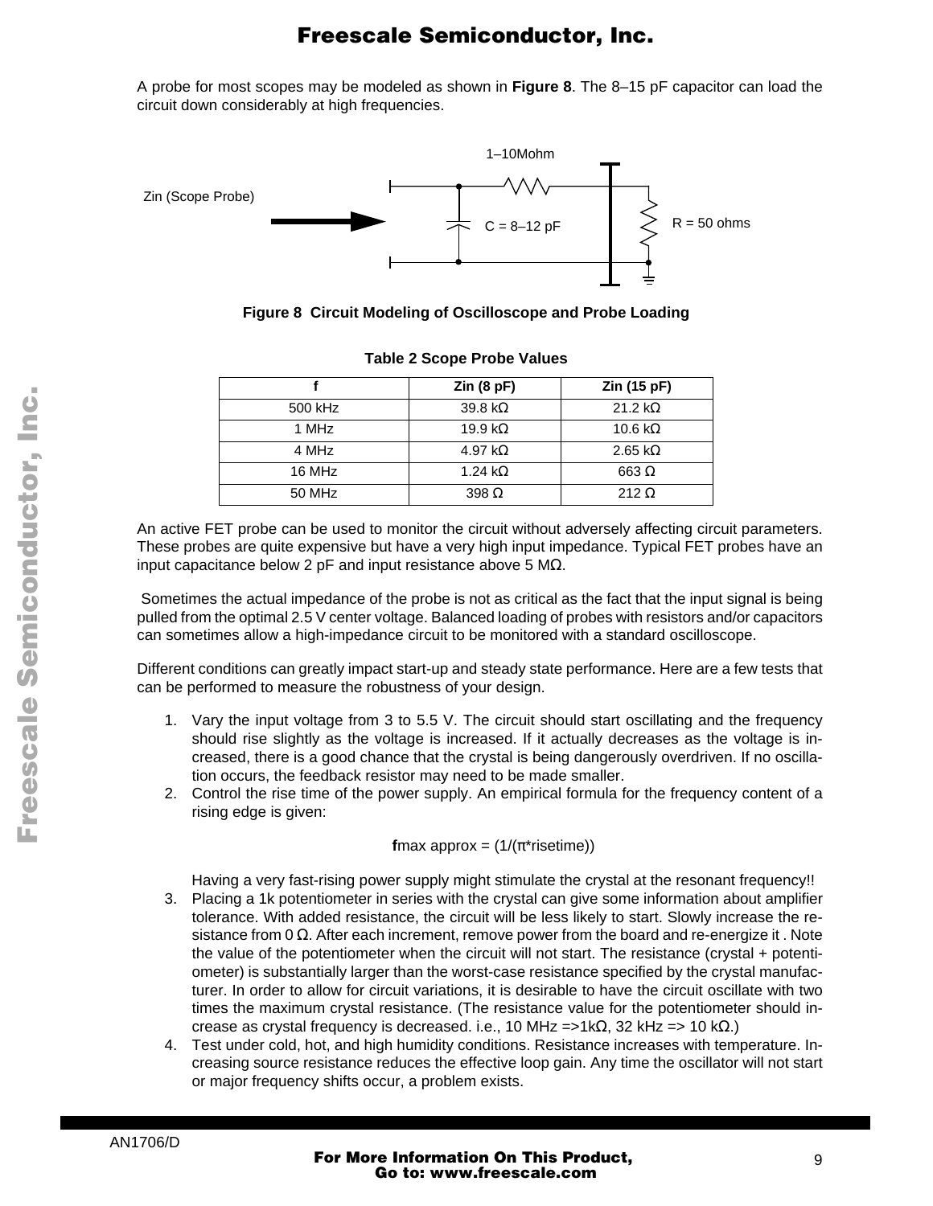A probe for most scopes may be modeled as shown in **Figure 8**. The 8–15 pF capacitor can load the circuit down considerably at high frequencies.

**Figure 8 Circuit Modeling of Oscilloscope and Probe Loading**

**Table 2 Scope Probe Values**

| f | Zin (8 pF) | Zin (15 pF) |
|---|---|---|
| 500 kHz | 39.8 kΩ | 21.2 kΩ |
| 1 MHz | 19.9 kΩ | 10.6 kΩ |
| 4 MHz | 4.97 kΩ | 2.65 kΩ |
| 16 MHz | 1.24 kΩ | 663 Ω |
| 50 MHz | 398 Ω | 212 Ω |

An active FET probe can be used to monitor the circuit without adversely affecting circuit parameters. These probes are quite expensive but have a very high input impedance. Typical FET probes have an input capacitance below 2 pF and input resistance above 5 MΩ.

Sometimes the actual impedance of the probe is not as critical as the fact that the input signal is being pulled from the optimal 2.5 V center voltage. Balanced loading of probes with resistors and/or capacitors can sometimes allow a high-impedance circuit to be monitored with a standard oscilloscope.

Different conditions can greatly impact start-up and steady state performance. Here are a few tests that can be performed to measure the robustness of your design.

1. Vary the input voltage from 3 to 5.5 V. The circuit should start oscillating and the frequency should rise slightly as the voltage is increased. If it actually decreases as the voltage is increased, there is a good chance that the crystal is being dangerously overdriven. If no oscillation occurs, the feedback resistor may need to be made smaller.
2. Control the rise time of the power supply. An empirical formula for the frequency content of a rising edge is given:

   $$f_{max} \text{ approx} = (1/(\pi * \text{risetime}))$$

   Having a very fast-rising power supply might stimulate the crystal at the resonant frequency!!
3. Placing a 1k potentiometer in series with the crystal can give some information about amplifier tolerance. With added resistance, the circuit will be less likely to start. Slowly increase the resistance from 0 Ω. After each increment, remove power from the board and re-energize it . Note the value of the potentiometer when the circuit will not start. The resistance (crystal + potentiometer) is substantially larger than the worst-case resistance specified by the crystal manufacturer. In order to allow for circuit variations, it is desirable to have the circuit oscillate with two times the maximum crystal resistance. (The resistance value for the potentiometer should increase as crystal frequency is decreased. i.e., 10 MHz =>1kΩ, 32 kHz => 10 kΩ.)
4. Test under cold, hot, and high humidity conditions. Resistance increases with temperature. Increasing source resistance reduces the effective loop gain. Any time the oscillator will not start or major frequency shifts occur, a problem exists.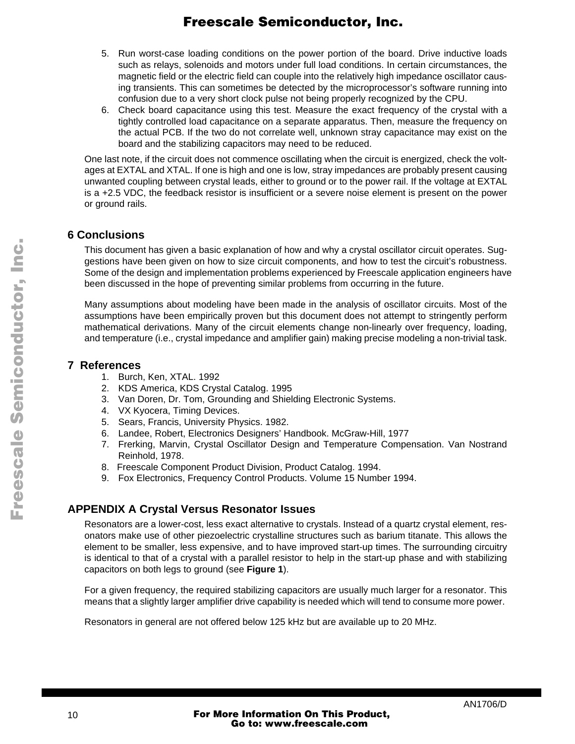5. Run worst-case loading conditions on the power portion of the board. Drive inductive loads such as relays, solenoids and motors under full load conditions. In certain circumstances, the magnetic field or the electric field can couple into the relatively high impedance oscillator causing transients. This can sometimes be detected by the microprocessor's software running into confusion due to a very short clock pulse not being properly recognized by the CPU.
6. Check board capacitance using this test. Measure the exact frequency of the crystal with a tightly controlled load capacitance on a separate apparatus. Then, measure the frequency on the actual PCB. If the two do not correlate well, unknown stray capacitance may exist on the board and the stabilizing capacitors may need to be reduced.

One last note, if the circuit does not commence oscillating when the circuit is energized, check the voltages at EXTAL and XTAL. If one is high and one is low, stray impedances are probably present causing unwanted coupling between crystal leads, either to ground or to the power rail. If the voltage at EXTAL is a +2.5 VDC, the feedback resistor is insufficient or a severe noise element is present on the power or ground rails.

## 6 Conclusions

This document has given a basic explanation of how and why a crystal oscillator circuit operates. Suggestions have been given on how to size circuit components, and how to test the circuit's robustness. Some of the design and implementation problems experienced by Freescale application engineers have been discussed in the hope of preventing similar problems from occurring in the future.

Many assumptions about modeling have been made in the analysis of oscillator circuits. Most of the assumptions have been empirically proven but this document does not attempt to stringently perform mathematical derivations. Many of the circuit elements change non-linearly over frequency, loading, and temperature (i.e., crystal impedance and amplifier gain) making precise modeling a non-trivial task.

## 7 References

1. Burch, Ken, XTAL. 1992
2. KDS America, KDS Crystal Catalog. 1995
3. Van Doren, Dr. Tom, Grounding and Shielding Electronic Systems.
4. VX Kyocera, Timing Devices.
5. Sears, Francis, University Physics. 1982.
6. Landee, Robert, Electronics Designers' Handbook. McGraw-Hill, 1977
7. Frerking, Marvin, Crystal Oscillator Design and Temperature Compensation. Van Nostrand Reinhold, 1978.
8. Freescale Component Product Division, Product Catalog. 1994.
9. Fox Electronics, Frequency Control Products. Volume 15 Number 1994.

## APPENDIX A Crystal Versus Resonator Issues

Resonators are a lower-cost, less exact alternative to crystals. Instead of a quartz crystal element, resonators make use of other piezoelectric crystalline structures such as barium titanate. This allows the element to be smaller, less expensive, and to have improved start-up times. The surrounding circuitry is identical to that of a crystal with a parallel resistor to help in the start-up phase and with stabilizing capacitors on both legs to ground (see **Figure 1**).

For a given frequency, the required stabilizing capacitors are usually much larger for a resonator. This means that a slightly larger amplifier drive capability is needed which will tend to consume more power.

Resonators in general are not offered below 125 kHz but are available up to 20 MHz.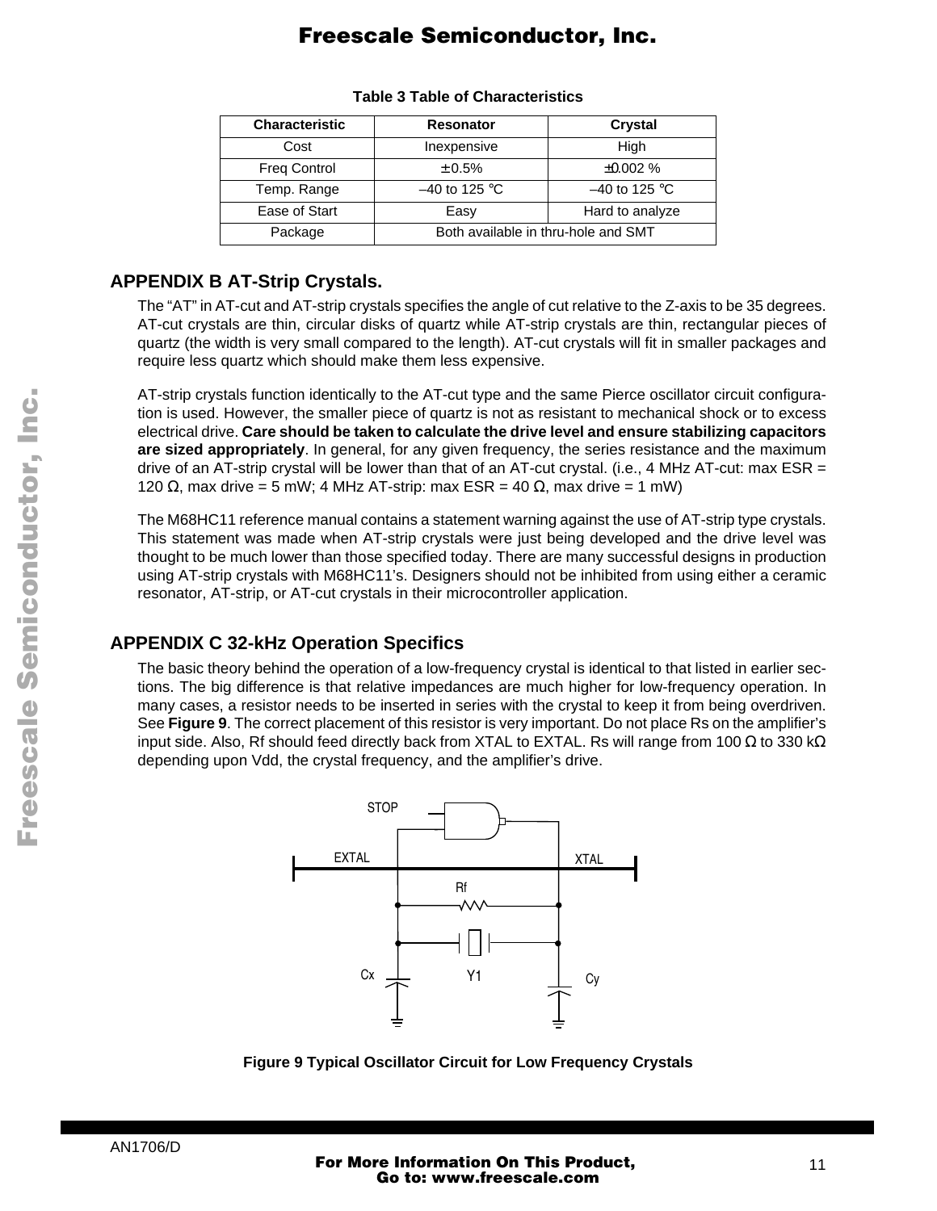**Table 3 Table of Characteristics**

| Characteristic | Resonator | Crystal |
|---|---|---|
| Cost | Inexpensive | High |
| Freq Control | ± 0.5% | ±0.002 % |
| Temp. Range | –40 to 125 °C | –40 to 125 °C |
| Ease of Start | Easy | Hard to analyze |
| Package | Both available in thru-hole and SMT | |

## APPENDIX B AT-Strip Crystals.

The “AT” in AT-cut and AT-strip crystals specifies the angle of cut relative to the Z-axis to be 35 degrees. AT-cut crystals are thin, circular disks of quartz while AT-strip crystals are thin, rectangular pieces of quartz (the width is very small compared to the length). AT-cut crystals will fit in smaller packages and require less quartz which should make them less expensive.

AT-strip crystals function identically to the AT-cut type and the same Pierce oscillator circuit configuration is used. However, the smaller piece of quartz is not as resistant to mechanical shock or to excess electrical drive. **Care should be taken to calculate the drive level and ensure stabilizing capacitors are sized appropriately**. In general, for any given frequency, the series resistance and the maximum drive of an AT-strip crystal will be lower than that of an AT-cut crystal. (i.e., 4 MHz AT-cut: max ESR = 120 Ω, max drive = 5 mW; 4 MHz AT-strip: max ESR = 40 Ω, max drive = 1 mW)

The M68HC11 reference manual contains a statement warning against the use of AT-strip type crystals. This statement was made when AT-strip crystals were just being developed and the drive level was thought to be much lower than those specified today. There are many successful designs in production using AT-strip crystals with M68HC11’s. Designers should not be inhibited from using either a ceramic resonator, AT-strip, or AT-cut crystals in their microcontroller application.

## APPENDIX C 32-kHz Operation Specifics

The basic theory behind the operation of a low-frequency crystal is identical to that listed in earlier sections. The big difference is that relative impedances are much higher for low-frequency operation. In many cases, a resistor needs to be inserted in series with the crystal to keep it from being overdriven. See **Figure 9**. The correct placement of this resistor is very important. Do not place Rs on the amplifier’s input side. Also, Rf should feed directly back from XTAL to EXTAL. Rs will range from 100 Ω to 330 kΩ depending upon Vdd, the crystal frequency, and the amplifier’s drive.

**Figure 9 Typical Oscillator Circuit for Low Frequency Crystals**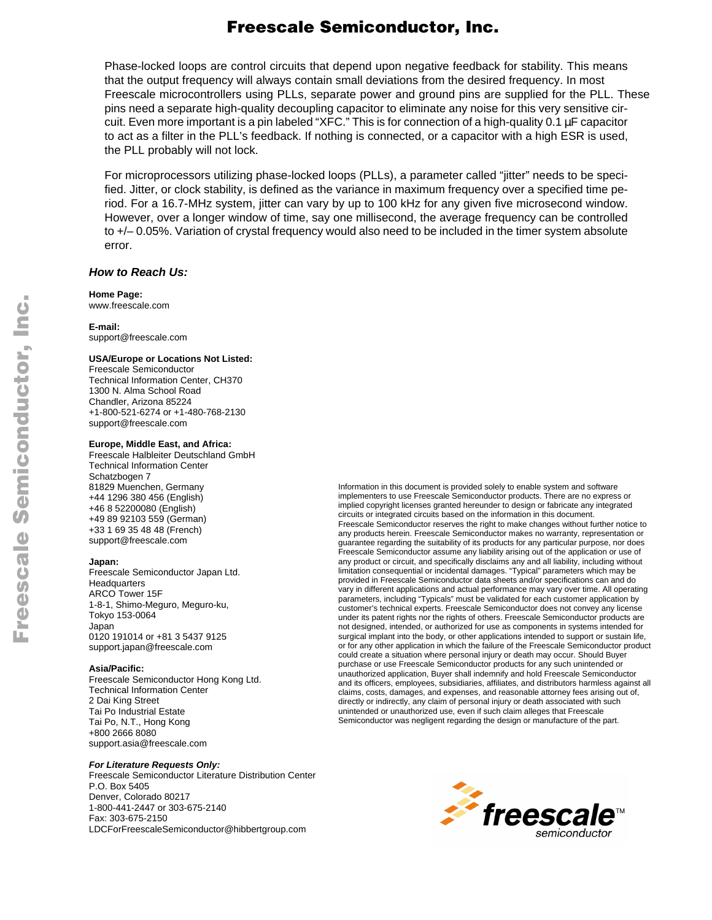Phase-locked loops are control circuits that depend upon negative feedback for stability. This means that the output frequency will always contain small deviations from the desired frequency. In most Freescale microcontrollers using PLLs, separate power and ground pins are supplied for the PLL. These pins need a separate high-quality decoupling capacitor to eliminate any noise for this very sensitive circuit. Even more important is a pin labeled "XFC." This is for connection of a high-quality 0.1 µF capacitor to act as a filter in the PLL's feedback. If nothing is connected, or a capacitor with a high ESR is used, the PLL probably will not lock.

For microprocessors utilizing phase-locked loops (PLLs), a parameter called "jitter" needs to be specified. Jitter, or clock stability, is defined as the variance in maximum frequency over a specified time period. For a 16.7-MHz system, jitter can vary by up to 100 kHz for any given five microsecond window. However, over a longer window of time, say one millisecond, the average frequency can be controlled to +/– 0.05%. Variation of crystal frequency would also need to be included in the timer system absolute error.

### *How to Reach Us:*

**Home Page:**
www.freescale.com

**E-mail:**
support@freescale.com

**USA/Europe or Locations Not Listed:**
Freescale Semiconductor
Technical Information Center, CH370
1300 N. Alma School Road
Chandler, Arizona 85224
+1-800-521-6274 or +1-480-768-2130
support@freescale.com

**Europe, Middle East, and Africa:**
Freescale Halbleiter Deutschland GmbH
Technical Information Center
Schatzbogen 7
81829 Muenchen, Germany
+44 1296 380 456 (English)
+46 8 52200080 (English)
+49 89 92103 559 (German)
+33 1 69 35 48 48 (French)
support@freescale.com

**Japan:**
Freescale Semiconductor Japan Ltd.
Headquarters
ARCO Tower 15F
1-8-1, Shimo-Meguro, Meguro-ku,
Tokyo 153-0064
Japan
0120 191014 or +81 3 5437 9125
support.japan@freescale.com

**Asia/Pacific:**
Freescale Semiconductor Hong Kong Ltd.
Technical Information Center
2 Dai King Street
Tai Po Industrial Estate
Tai Po, N.T., Hong Kong
+800 2666 8080
support.asia@freescale.com

***For Literature Requests Only:***
Freescale Semiconductor Literature Distribution Center
P.O. Box 5405
Denver, Colorado 80217
1-800-441-2447 or 303-675-2140
Fax: 303-675-2150
LDCForFreescaleSemiconductor@hibbertgroup.com

Information in this document is provided solely to enable system and software implementers to use Freescale Semiconductor products. There are no express or implied copyright licenses granted hereunder to design or fabricate any integrated circuits or integrated circuits based on the information in this document.
Freescale Semiconductor reserves the right to make changes without further notice to any products herein. Freescale Semiconductor makes no warranty, representation or guarantee regarding the suitability of its products for any particular purpose, nor does Freescale Semiconductor assume any liability arising out of the application or use of any product or circuit, and specifically disclaims any and all liability, including without limitation consequential or incidental damages. "Typical" parameters which may be provided in Freescale Semiconductor data sheets and/or specifications can and do vary in different applications and actual performance may vary over time. All operating parameters, including "Typicals" must be validated for each customer application by customer's technical experts. Freescale Semiconductor does not convey any license under its patent rights nor the rights of others. Freescale Semiconductor products are not designed, intended, or authorized for use as components in systems intended for surgical implant into the body, or other applications intended to support or sustain life, or for any other application in which the failure of the Freescale Semiconductor product could create a situation where personal injury or death may occur. Should Buyer purchase or use Freescale Semiconductor products for any such unintended or unauthorized application, Buyer shall indemnify and hold Freescale Semiconductor and its officers, employees, subsidiaries, affiliates, and distributors harmless against all claims, costs, damages, and expenses, and reasonable attorney fees arising out of, directly or indirectly, any claim of personal injury or death associated with such unintended or unauthorized use, even if such claim alleges that Freescale Semiconductor was negligent regarding the design or manufacture of the part.

freescale™
semiconductor